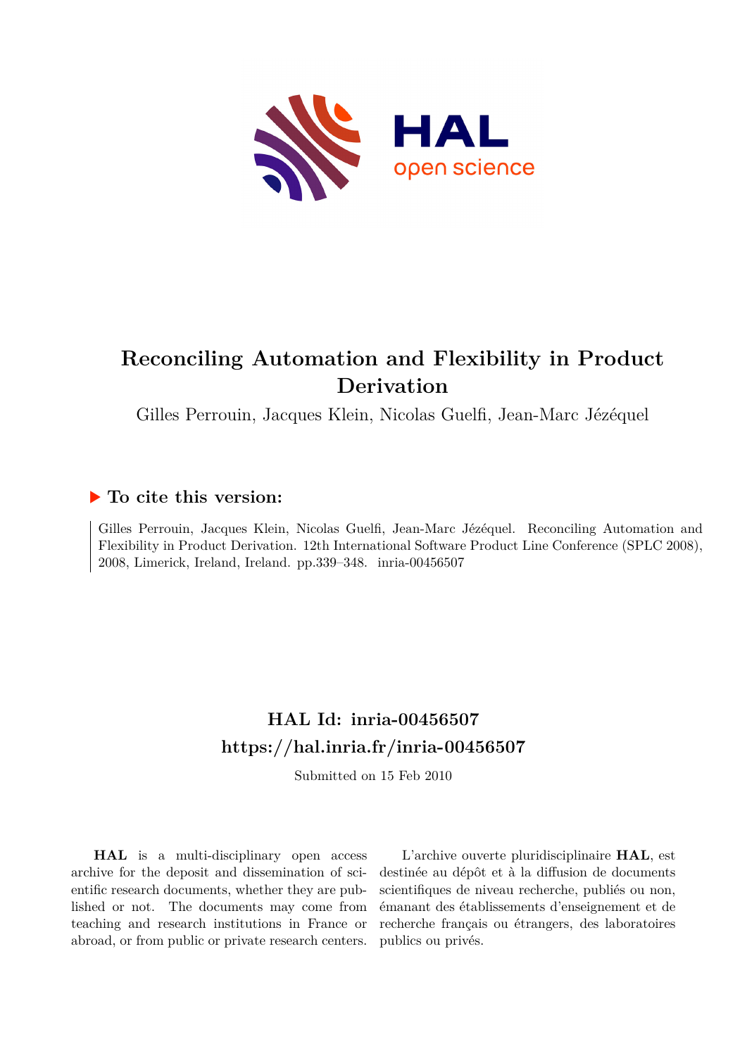# Reconciling Automation and Flexibility in Product Derivation

Gilles Perrouin, Jacques Klein, Nicolas Guelfi, Jean-Marc Jézéquel

## To cite this version:

Gilles Perrouin, Jacques Klein, Nicolas Guelfi, Jean-Marc Jézéquel. Reconciling Automation and Flexibility in Product Derivation. 12th International Software Product Line Conference (SPLC 2008), 2008, Limerick, Ireland, Ireland. pp.339–348. inria-00456507

## HAL Id: inria-00456507
## https://hal.inria.fr/inria-00456507

Submitted on 15 Feb 2010

**HAL** is a multi-disciplinary open access archive for the deposit and dissemination of scientific research documents, whether they are published or not. The documents may come from teaching and research institutions in France or abroad, or from public or private research centers.

L'archive ouverte pluridisciplinaire **HAL**, est destinée au dépôt et à la diffusion de documents scientifiques de niveau recherche, publiés ou non, émanant des établissements d'enseignement et de recherche français ou étrangers, des laboratoires publics ou privés.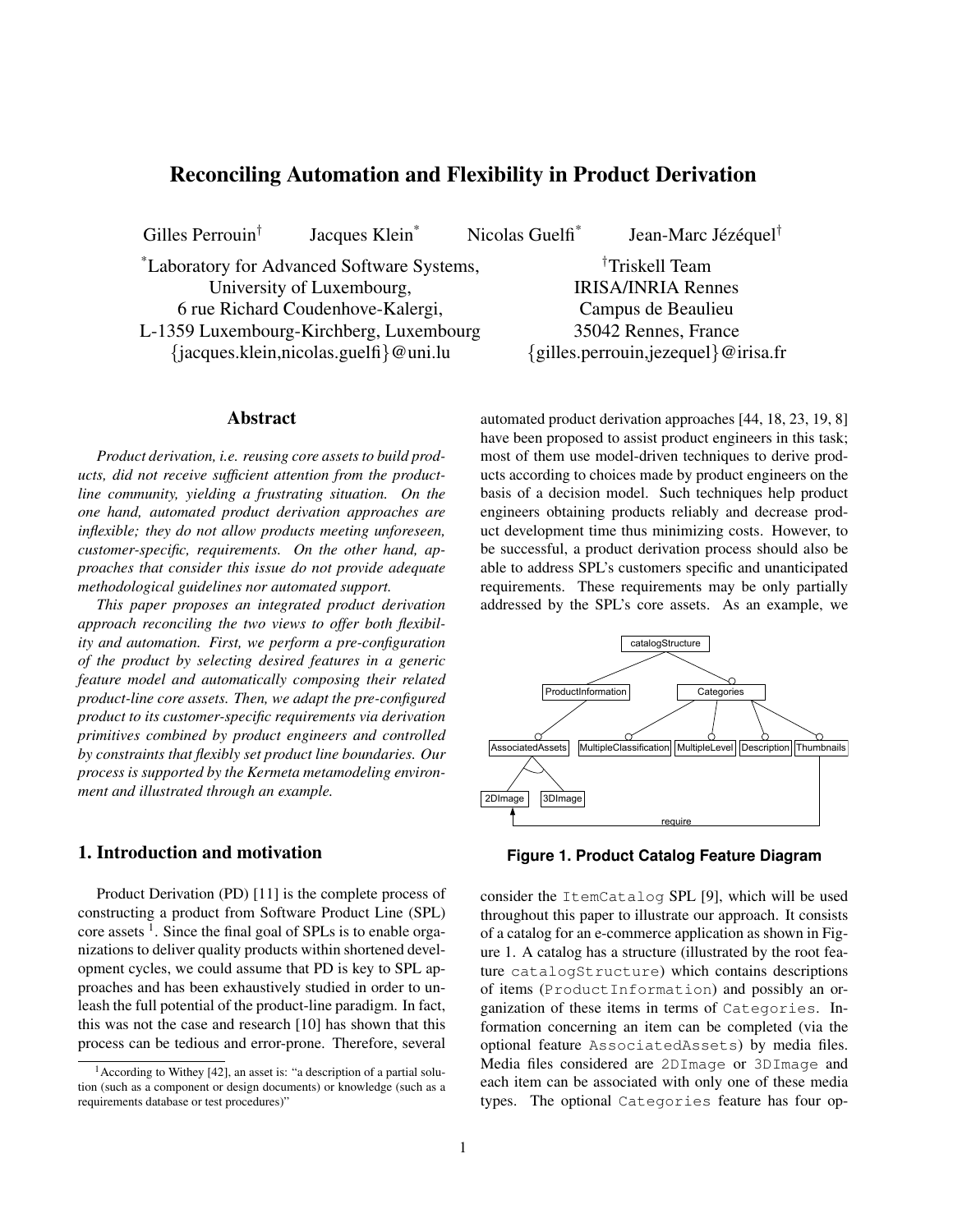# Reconciling Automation and Flexibility in Product Derivation

Gilles Perrouin[†] Jacques Klein[*] Nicolas Guelfi[*] Jean-Marc Jézéquel[†]

[*]Laboratory for Advanced Software Systems,
University of Luxembourg,
6 rue Richard Coudenhove-Kalergi,
L-1359 Luxembourg-Kirchberg, Luxembourg
{jacques.klein,nicolas.guelfi}@uni.lu

[†]Triskell Team
IRISA/INRIA Rennes
Campus de Beaulieu
35042 Rennes, France
{gilles.perrouin,jezequel}@irisa.fr

## Abstract

*Product derivation, i.e. reusing core assets to build products, did not receive sufficient attention from the product-line community, yielding a frustrating situation. On the one hand, automated product derivation approaches are inflexible; they do not allow products meeting unforeseen, customer-specific, requirements. On the other hand, approaches that consider this issue do not provide adequate methodological guidelines nor automated support.*

*This paper proposes an integrated product derivation approach reconciling the two views to offer both flexibility and automation. First, we perform a pre-configuration of the product by selecting desired features in a generic feature model and automatically composing their related product-line core assets. Then, we adapt the pre-configured product to its customer-specific requirements via derivation primitives combined by product engineers and controlled by constraints that flexibly set product line boundaries. Our process is supported by the Kermeta metamodeling environment and illustrated through an example.*

## 1. Introduction and motivation

Product Derivation (PD) [11] is the complete process of constructing a product from Software Product Line (SPL) core assets [1]. Since the final goal of SPLs is to enable organizations to deliver quality products within shortened development cycles, we could assume that PD is key to SPL approaches and has been exhaustively studied in order to unleash the full potential of the product-line paradigm. In fact, this was not the case and research [10] has shown that this process can be tedious and error-prone. Therefore, several automated product derivation approaches [44, 18, 23, 19, 8] have been proposed to assist product engineers in this task; most of them use model-driven techniques to derive products according to choices made by product engineers on the basis of a decision model. Such techniques help product engineers obtaining products reliably and decrease product development time thus minimizing costs. However, to be successful, a product derivation process should also be able to address SPL's customers specific and unanticipated requirements. These requirements may be only partially addressed by the SPL's core assets. As an example, we consider the `ItemCatalog` SPL [9], which will be used throughout this paper to illustrate our approach. It consists of a catalog for an e-commerce application as shown in Figure 1. A catalog has a structure (illustrated by the root feature `catalogStructure`) which contains descriptions of items (`ProductInformation`) and possibly an organization of these items in terms of `Categories`. Information concerning an item can be completed (via the optional feature `AssociatedAssets`) by media files. Media files considered are `2DImage` or `3DImage` and each item can be associated with only one of these media types. The optional `Categories` feature has four op-

**Figure 1. Product Catalog Feature Diagram**

[1] According to Withey [42], an asset is: "a description of a partial solution (such as a component or design documents) or knowledge (such as a requirements database or test procedures)"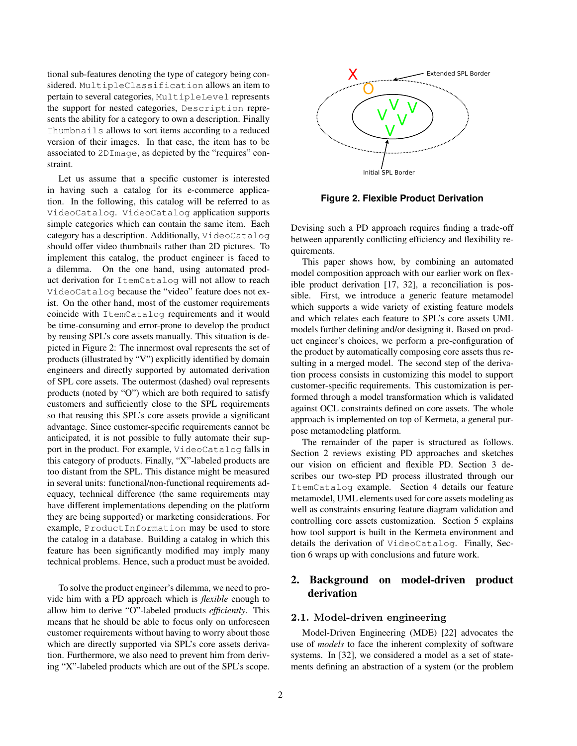tional sub-features denoting the type of category being considered. `MultipleClassification` allows an item to pertain to several categories, `MultipleLevel` represents the support for nested categories, `Description` represents the ability for a category to own a description. Finally `Thumbnails` allows to sort items according to a reduced version of their images. In that case, the item has to be associated to `2DImage`, as depicted by the "requires" constraint.

Let us assume that a specific customer is interested in having such a catalog for its e-commerce application. In the following, this catalog will be referred to as `VideoCatalog`. `VideoCatalog` application supports simple categories which can contain the same item. Each category has a description. Additionally, `VideoCatalog` should offer video thumbnails rather than 2D pictures. To implement this catalog, the product engineer is faced to a dilemma. On the one hand, using automated product derivation for `ItemCatalog` will not allow to reach `VideoCatalog` because the "video" feature does not exist. On the other hand, most of the customer requirements coincide with `ItemCatalog` requirements and it would be time-consuming and error-prone to develop the product by reusing SPL's core assets manually. This situation is depicted in Figure 2: The innermost oval represents the set of products (illustrated by "V") explicitly identified by domain engineers and directly supported by automated derivation of SPL core assets. The outermost (dashed) oval represents products (noted by "O") which are both required to satisfy customers and sufficiently close to the SPL requirements so that reusing this SPL's core assets provide a significant advantage. Since customer-specific requirements cannot be anticipated, it is not possible to fully automate their support in the product. For example, `VideoCatalog` falls in this category of products. Finally, "X"-labeled products are too distant from the SPL. This distance might be measured in several units: functional/non-functional requirements adequacy, technical difference (the same requirements may have different implementations depending on the platform they are being supported) or marketing considerations. For example, `ProductInformation` may be used to store the catalog in a database. Building a catalog in which this feature has been significantly modified may imply many technical problems. Hence, such a product must be avoided.

To solve the product engineer's dilemma, we need to provide him with a PD approach which is *flexible* enough to allow him to derive "O"-labeled products *efficiently*. This means that he should be able to focus only on unforeseen customer requirements without having to worry about those which are directly supported via SPL's core assets derivation. Furthermore, we also need to prevent him from deriving "X"-labeled products which are out of the SPL's scope.

**Figure 2. Flexible Product Derivation**

Devising such a PD approach requires finding a trade-off between apparently conflicting efficiency and flexibility requirements.

This paper shows how, by combining an automated model composition approach with our earlier work on flexible product derivation [17, 32], a reconciliation is possible. First, we introduce a generic feature metamodel which supports a wide variety of existing feature models and which relates each feature to SPL's core assets UML models further defining and/or designing it. Based on product engineer's choices, we perform a pre-configuration of the product by automatically composing core assets thus resulting in a merged model. The second step of the derivation process consists in customizing this model to support customer-specific requirements. This customization is performed through a model transformation which is validated against OCL constraints defined on core assets. The whole approach is implemented on top of Kermeta, a general purpose metamodeling platform.

The remainder of the paper is structured as follows. Section 2 reviews existing PD approaches and sketches our vision on efficient and flexible PD. Section 3 describes our two-step PD process illustrated through our `ItemCatalog` example. Section 4 details our feature metamodel, UML elements used for core assets modeling as well as constraints ensuring feature diagram validation and controlling core assets customization. Section 5 explains how tool support is built in the Kermeta environment and details the derivation of `VideoCatalog`. Finally, Section 6 wraps up with conclusions and future work.

## 2. Background on model-driven product derivation

### 2.1. Model-driven engineering

Model-Driven Engineering (MDE) [22] advocates the use of *models* to face the inherent complexity of software systems. In [32], we considered a model as a set of statements defining an abstraction of a system (or the problem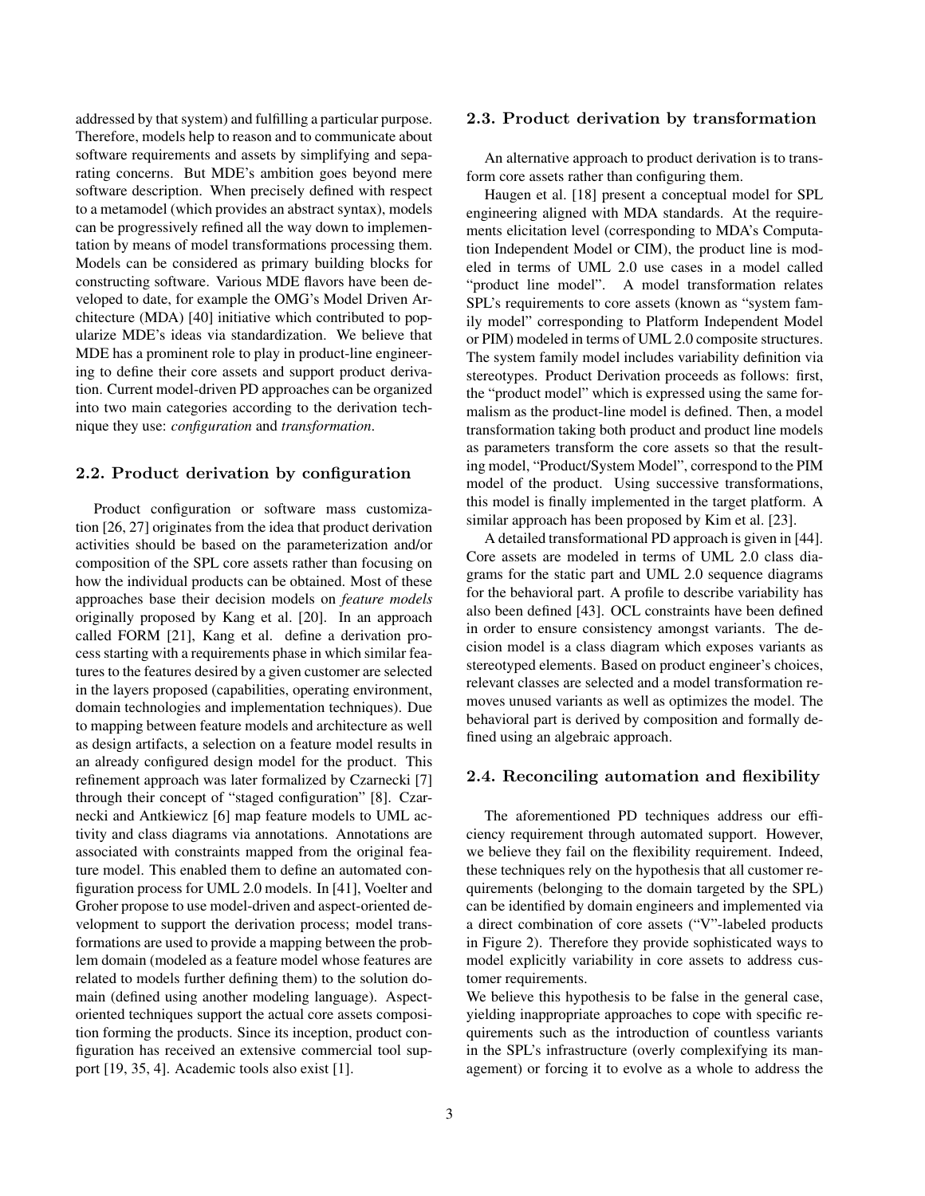addressed by that system) and fulfilling a particular purpose. Therefore, models help to reason and to communicate about software requirements and assets by simplifying and separating concerns. But MDE's ambition goes beyond mere software description. When precisely defined with respect to a metamodel (which provides an abstract syntax), models can be progressively refined all the way down to implementation by means of model transformations processing them. Models can be considered as primary building blocks for constructing software. Various MDE flavors have been developed to date, for example the OMG's Model Driven Architecture (MDA) [40] initiative which contributed to popularize MDE's ideas via standardization. We believe that MDE has a prominent role to play in product-line engineering to define their core assets and support product derivation. Current model-driven PD approaches can be organized into two main categories according to the derivation technique they use: *configuration* and *transformation*.

## 2.2. Product derivation by configuration

Product configuration or software mass customization [26, 27] originates from the idea that product derivation activities should be based on the parameterization and/or composition of the SPL core assets rather than focusing on how the individual products can be obtained. Most of these approaches base their decision models on *feature models* originally proposed by Kang et al. [20]. In an approach called FORM [21], Kang et al. define a derivation process starting with a requirements phase in which similar features to the features desired by a given customer are selected in the layers proposed (capabilities, operating environment, domain technologies and implementation techniques). Due to mapping between feature models and architecture as well as design artifacts, a selection on a feature model results in an already configured design model for the product. This refinement approach was later formalized by Czarnecki [7] through their concept of "staged configuration" [8]. Czarnecki and Antkiewicz [6] map feature models to UML activity and class diagrams via annotations. Annotations are associated with constraints mapped from the original feature model. This enabled them to define an automated configuration process for UML 2.0 models. In [41], Voelter and Groher propose to use model-driven and aspect-oriented development to support the derivation process; model transformations are used to provide a mapping between the problem domain (modeled as a feature model whose features are related to models further defining them) to the solution domain (defined using another modeling language). Aspect-oriented techniques support the actual core assets composition forming the products. Since its inception, product configuration has received an extensive commercial tool support [19, 35, 4]. Academic tools also exist [1].

## 2.3. Product derivation by transformation

An alternative approach to product derivation is to transform core assets rather than configuring them.

Haugen et al. [18] present a conceptual model for SPL engineering aligned with MDA standards. At the requirements elicitation level (corresponding to MDA's Computation Independent Model or CIM), the product line is modeled in terms of UML 2.0 use cases in a model called "product line model". A model transformation relates SPL's requirements to core assets (known as "system family model" corresponding to Platform Independent Model or PIM) modeled in terms of UML 2.0 composite structures. The system family model includes variability definition via stereotypes. Product Derivation proceeds as follows: first, the "product model" which is expressed using the same formalism as the product-line model is defined. Then, a model transformation taking both product and product line models as parameters transform the core assets so that the resulting model, "Product/System Model", correspond to the PIM model of the product. Using successive transformations, this model is finally implemented in the target platform. A similar approach has been proposed by Kim et al. [23].

A detailed transformational PD approach is given in [44]. Core assets are modeled in terms of UML 2.0 class diagrams for the static part and UML 2.0 sequence diagrams for the behavioral part. A profile to describe variability has also been defined [43]. OCL constraints have been defined in order to ensure consistency amongst variants. The decision model is a class diagram which exposes variants as stereotyped elements. Based on product engineer's choices, relevant classes are selected and a model transformation removes unused variants as well as optimizes the model. The behavioral part is derived by composition and formally defined using an algebraic approach.

## 2.4. Reconciling automation and flexibility

The aforementioned PD techniques address our efficiency requirement through automated support. However, we believe they fail on the flexibility requirement. Indeed, these techniques rely on the hypothesis that all customer requirements (belonging to the domain targeted by the SPL) can be identified by domain engineers and implemented via a direct combination of core assets ("V"-labeled products in Figure 2). Therefore they provide sophisticated ways to model explicitly variability in core assets to address customer requirements.

We believe this hypothesis to be false in the general case, yielding inappropriate approaches to cope with specific requirements such as the introduction of countless variants in the SPL's infrastructure (overly complexifying its management) or forcing it to evolve as a whole to address the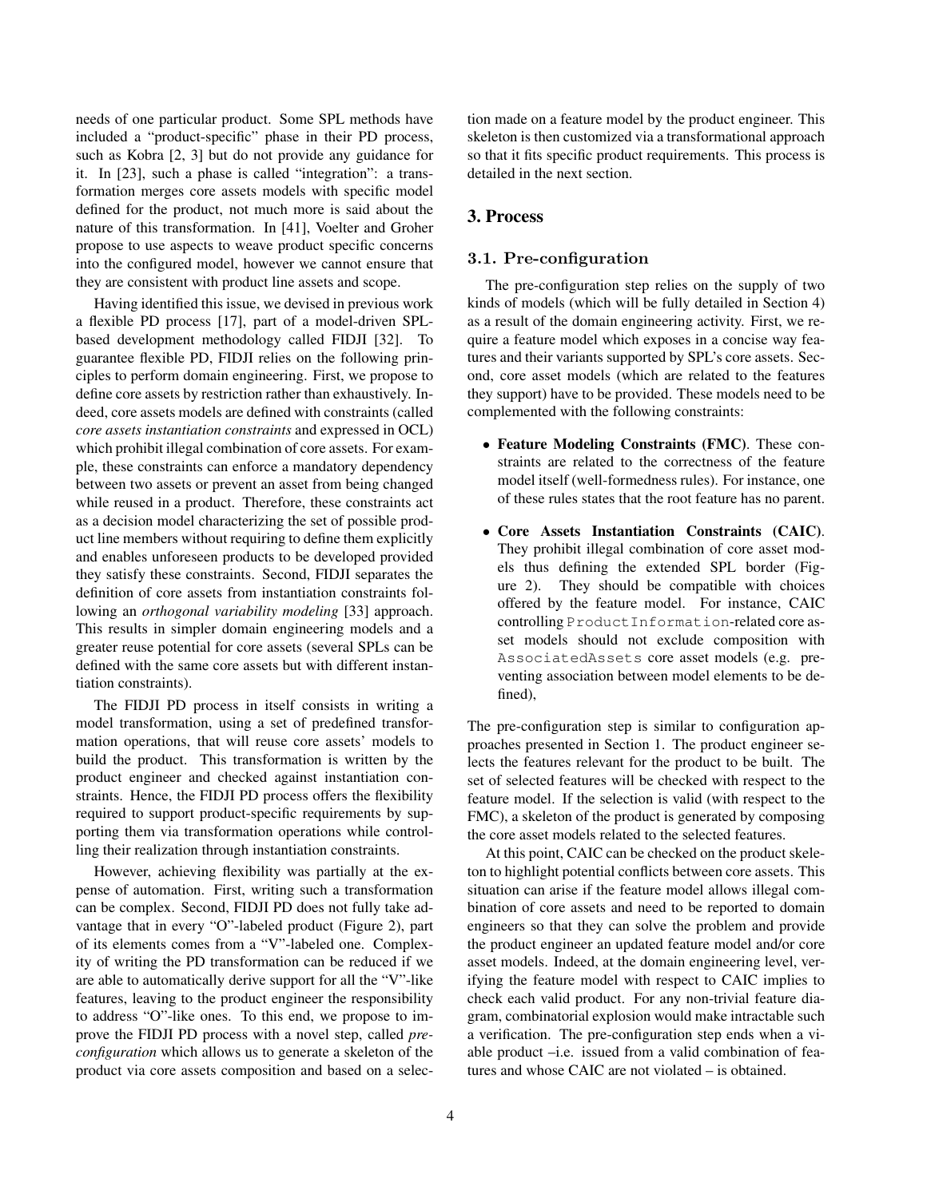needs of one particular product. Some SPL methods have included a "product-specific" phase in their PD process, such as Kobra [2, 3] but do not provide any guidance for it. In [23], such a phase is called "integration": a transformation merges core assets models with specific model defined for the product, not much more is said about the nature of this transformation. In [41], Voelter and Groher propose to use aspects to weave product specific concerns into the configured model, however we cannot ensure that they are consistent with product line assets and scope.

Having identified this issue, we devised in previous work a flexible PD process [17], part of a model-driven SPL-based development methodology called FIDJI [32]. To guarantee flexible PD, FIDJI relies on the following principles to perform domain engineering. First, we propose to define core assets by restriction rather than exhaustively. Indeed, core assets models are defined with constraints (called *core assets instantiation constraints* and expressed in OCL) which prohibit illegal combination of core assets. For example, these constraints can enforce a mandatory dependency between two assets or prevent an asset from being changed while reused in a product. Therefore, these constraints act as a decision model characterizing the set of possible product line members without requiring to define them explicitly and enables unforeseen products to be developed provided they satisfy these constraints. Second, FIDJI separates the definition of core assets from instantiation constraints following an *orthogonal variability modeling* [33] approach. This results in simpler domain engineering models and a greater reuse potential for core assets (several SPLs can be defined with the same core assets but with different instantiation constraints).

The FIDJI PD process in itself consists in writing a model transformation, using a set of predefined transformation operations, that will reuse core assets' models to build the product. This transformation is written by the product engineer and checked against instantiation constraints. Hence, the FIDJI PD process offers the flexibility required to support product-specific requirements by supporting them via transformation operations while controlling their realization through instantiation constraints.

However, achieving flexibility was partially at the expense of automation. First, writing such a transformation can be complex. Second, FIDJI PD does not fully take advantage that in every "O"-labeled product (Figure 2), part of its elements comes from a "V"-labeled one. Complexity of writing the PD transformation can be reduced if we are able to automatically derive support for all the "V"-like features, leaving to the product engineer the responsibility to address "O"-like ones. To this end, we propose to improve the FIDJI PD process with a novel step, called *pre-configuration* which allows us to generate a skeleton of the product via core assets composition and based on a selection made on a feature model by the product engineer. This skeleton is then customized via a transformational approach so that it fits specific product requirements. This process is detailed in the next section.

## 3. Process

### 3.1. Pre-configuration

The pre-configuration step relies on the supply of two kinds of models (which will be fully detailed in Section 4) as a result of the domain engineering activity. First, we require a feature model which exposes in a concise way features and their variants supported by SPL's core assets. Second, core asset models (which are related to the features they support) have to be provided. These models need to be complemented with the following constraints:

- **Feature Modeling Constraints (FMC)**. These constraints are related to the correctness of the feature model itself (well-formedness rules). For instance, one of these rules states that the root feature has no parent.
- **Core Assets Instantiation Constraints (CAIC)**. They prohibit illegal combination of core asset models thus defining the extended SPL border (Figure 2). They should be compatible with choices offered by the feature model. For instance, CAIC controlling `ProductInformation`-related core asset models should not exclude composition with `AssociatedAssets` core asset models (e.g. preventing association between model elements to be defined),

The pre-configuration step is similar to configuration approaches presented in Section 1. The product engineer selects the features relevant for the product to be built. The set of selected features will be checked with respect to the feature model. If the selection is valid (with respect to the FMC), a skeleton of the product is generated by composing the core asset models related to the selected features.

At this point, CAIC can be checked on the product skeleton to highlight potential conflicts between core assets. This situation can arise if the feature model allows illegal combination of core assets and need to be reported to domain engineers so that they can solve the problem and provide the product engineer an updated feature model and/or core asset models. Indeed, at the domain engineering level, verifying the feature model with respect to CAIC implies to check each valid product. For any non-trivial feature diagram, combinatorial explosion would make intractable such a verification. The pre-configuration step ends when a viable product –i.e. issued from a valid combination of features and whose CAIC are not violated – is obtained.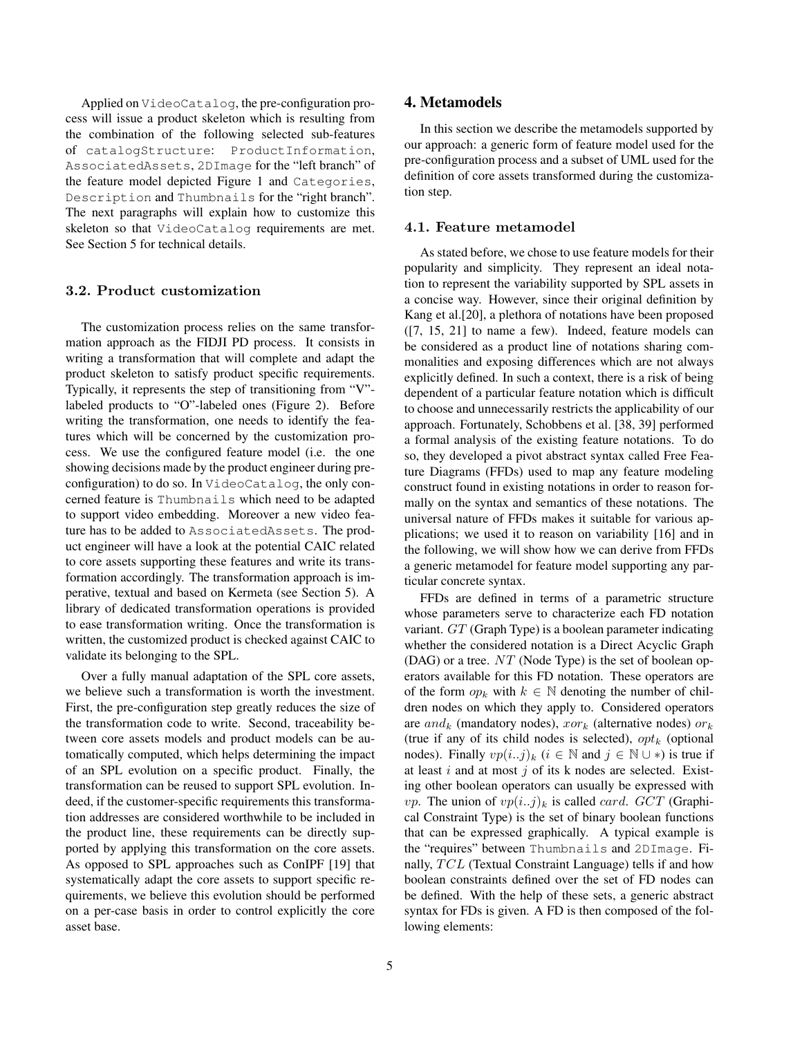Applied on `VideoCatalog`, the pre-configuration process will issue a product skeleton which is resulting from the combination of the following selected sub-features of `catalogStructure`: `ProductInformation`, `AssociatedAssets`, `2DImage` for the "left branch" of the feature model depicted Figure 1 and `Categories`, `Description` and `Thumbnails` for the "right branch". The next paragraphs will explain how to customize this skeleton so that `VideoCatalog` requirements are met. See Section 5 for technical details.

### 3.2. Product customization

The customization process relies on the same transformation approach as the FIDJI PD process. It consists in writing a transformation that will complete and adapt the product skeleton to satisfy product specific requirements. Typically, it represents the step of transitioning from "V"-labeled products to "O"-labeled ones (Figure 2). Before writing the transformation, one needs to identify the features which will be concerned by the customization process. We use the configured feature model (i.e. the one showing decisions made by the product engineer during pre-configuration) to do so. In `VideoCatalog`, the only concerned feature is `Thumbnails` which need to be adapted to support video embedding. Moreover a new video feature has to be added to `AssociatedAssets`. The product engineer will have a look at the potential CAIC related to core assets supporting these features and write its transformation accordingly. The transformation approach is imperative, textual and based on Kermeta (see Section 5). A library of dedicated transformation operations is provided to ease transformation writing. Once the transformation is written, the customized product is checked against CAIC to validate its belonging to the SPL.

Over a fully manual adaptation of the SPL core assets, we believe such a transformation is worth the investment. First, the pre-configuration step greatly reduces the size of the transformation code to write. Second, traceability between core assets models and product models can be automatically computed, which helps determining the impact of an SPL evolution on a specific product. Finally, the transformation can be reused to support SPL evolution. Indeed, if the customer-specific requirements this transformation addresses are considered worthwhile to be included in the product line, these requirements can be directly supported by applying this transformation on the core assets. As opposed to SPL approaches such as ConIPF [19] that systematically adapt the core assets to support specific requirements, we believe this evolution should be performed on a per-case basis in order to control explicitly the core asset base.

## 4. Metamodels

In this section we describe the metamodels supported by our approach: a generic form of feature model used for the pre-configuration process and a subset of UML used for the definition of core assets transformed during the customization step.

### 4.1. Feature metamodel

As stated before, we chose to use feature models for their popularity and simplicity. They represent an ideal notation to represent the variability supported by SPL assets in a concise way. However, since their original definition by Kang et al.[20], a plethora of notations have been proposed ([7, 15, 21] to name a few). Indeed, feature models can be considered as a product line of notations sharing commonalities and exposing differences which are not always explicitly defined. In such a context, there is a risk of being dependent of a particular feature notation which is difficult to choose and unnecessarily restricts the applicability of our approach. Fortunately, Schobbens et al. [38, 39] performed a formal analysis of the existing feature notations. To do so, they developed a pivot abstract syntax called Free Feature Diagrams (FFDs) used to map any feature modeling construct found in existing notations in order to reason formally on the syntax and semantics of these notations. The universal nature of FFDs makes it suitable for various applications; we used it to reason on variability [16] and in the following, we will show how we can derive from FFDs a generic metamodel for feature model supporting any particular concrete syntax.

FFDs are defined in terms of a parametric structure whose parameters serve to characterize each FD notation variant. $GT$ (Graph Type) is a boolean parameter indicating whether the considered notation is a Direct Acyclic Graph (DAG) or a tree. $NT$ (Node Type) is the set of boolean operators available for this FD notation. These operators are of the form $op_k$ with $k \in \mathbb{N}$ denoting the number of children nodes on which they apply to. Considered operators are $and_k$ (mandatory nodes), $xor_k$ (alternative nodes) $or_k$ (true if any of its child nodes is selected), $opt_k$ (optional nodes). Finally $vp(i..j)_k$ ($i \in \mathbb{N}$ and $j \in \mathbb{N} \cup *$) is true if at least $i$ and at most $j$ of its k nodes are selected. Existing other boolean operators can usually be expressed with $vp$. The union of $vp(i..j)_k$ is called $card$. $GCT$ (Graphical Constraint Type) is the set of binary boolean functions that can be expressed graphically. A typical example is the "requires" between `Thumbnails` and `2DImage`. Finally, $TCL$ (Textual Constraint Language) tells if and how boolean constraints defined over the set of FD nodes can be defined. With the help of these sets, a generic abstract syntax for FDs is given. A FD is then composed of the following elements: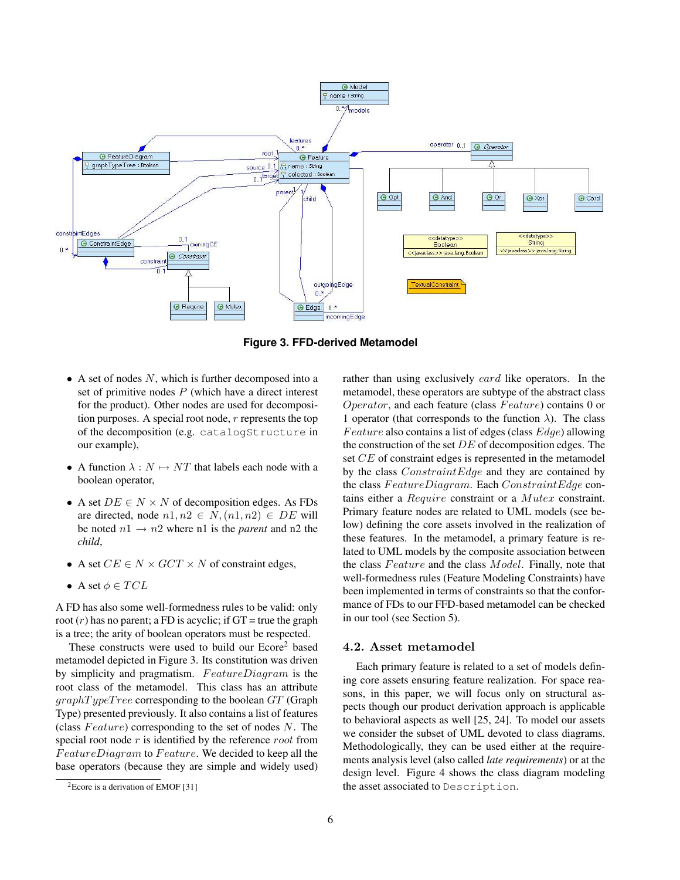**Figure 3. FFD-derived Metamodel**

- A set of nodes $N$, which is further decomposed into a set of primitive nodes $P$ (which have a direct interest for the product). Other nodes are used for decomposition purposes. A special root node, $r$ represents the top of the decomposition (e.g. `catalogStructure` in our example),
- A function $\lambda : N \mapsto NT$ that labels each node with a boolean operator,
- A set $DE \in N \times N$ of decomposition edges. As FDs are directed, node $n1, n2 \in N, (n1, n2) \in DE$ will be noted $n1 \rightarrow n2$ where n1 is the *parent* and n2 the *child*,
- A set $CE \in N \times GCT \times N$ of constraint edges,
- A set $\phi \in TCL$

A FD has also some well-formedness rules to be valid: only root ($r$) has no parent; a FD is acyclic; if GT = true the graph is a tree; the arity of boolean operators must be respected.

These constructs were used to build our Ecore[2] based metamodel depicted in Figure 3. Its constitution was driven by simplicity and pragmatism. $FeatureDiagram$ is the root class of the metamodel. This class has an attribute $graphTypeTree$ corresponding to the boolean $GT$ (Graph Type) presented previously. It also contains a list of features (class $Feature$) corresponding to the set of nodes $N$. The special root node $r$ is identified by the reference $root$ from $FeatureDiagram$ to $Feature$. We decided to keep all the base operators (because they are simple and widely used) rather than using exclusively $card$ like operators. In the metamodel, these operators are subtype of the abstract class $Operator$, and each feature (class $Feature$) contains 0 or 1 operator (that corresponds to the function $\lambda$). The class $Feature$ also contains a list of edges (class $Edge$) allowing the construction of the set $DE$ of decomposition edges. The set $CE$ of constraint edges is represented in the metamodel by the class $ConstraintEdge$ and they are contained by the class $FeatureDiagram$. Each $ConstraintEdge$ contains either a $Require$ constraint or a $Mutex$ constraint. Primary feature nodes are related to UML models (see below) defining the core assets involved in the realization of these features. In the metamodel, a primary feature is related to UML models by the composite association between the class $Feature$ and the class $Model$. Finally, note that well-formedness rules (Feature Modeling Constraints) have been implemented in terms of constraints so that the conformance of FDs to our FFD-based metamodel can be checked in our tool (see Section 5).

### 4.2. Asset metamodel

Each primary feature is related to a set of models defining core assets ensuring feature realization. For space reasons, in this paper, we will focus only on structural aspects though our product derivation approach is applicable to behavioral aspects as well [25, 24]. To model our assets we consider the subset of UML devoted to class diagrams. Methodologically, they can be used either at the requirements analysis level (also called *late requirements*) or at the design level. Figure 4 shows the class diagram modeling the asset associated to `Description`.

[2] Ecore is a derivation of EMOF [31]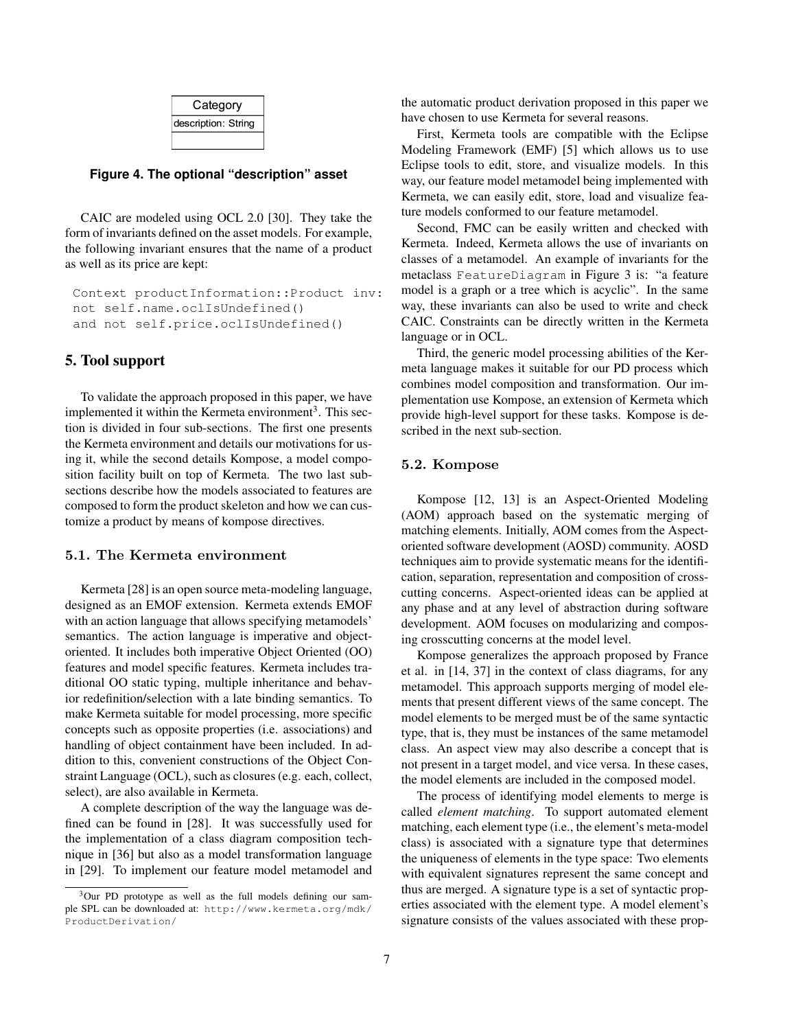| Category |
| --- |
| description: String |
| |

**Figure 4. The optional "description" asset**

CAIC are modeled using OCL 2.0 [30]. They take the form of invariants defined on the asset models. For example, the following invariant ensures that the name of a product as well as its price are kept:

```
Context productInformation::Product inv:
not self.name.oclIsUndefined()
and not self.price.oclIsUndefined()
```

## 5. Tool support

To validate the approach proposed in this paper, we have implemented it within the Kermeta environment[3]. This section is divided in four sub-sections. The first one presents the Kermeta environment and details our motivations for using it, while the second details Kompose, a model composition facility built on top of Kermeta. The two last subsections describe how the models associated to features are composed to form the product skeleton and how we can customize a product by means of kompose directives.

### 5.1. The Kermeta environment

Kermeta [28] is an open source meta-modeling language, designed as an EMOF extension. Kermeta extends EMOF with an action language that allows specifying metamodels' semantics. The action language is imperative and object-oriented. It includes both imperative Object Oriented (OO) features and model specific features. Kermeta includes traditional OO static typing, multiple inheritance and behavior redefinition/selection with a late binding semantics. To make Kermeta suitable for model processing, more specific concepts such as opposite properties (i.e. associations) and handling of object containment have been included. In addition to this, convenient constructions of the Object Constraint Language (OCL), such as closures (e.g. each, collect, select), are also available in Kermeta.

A complete description of the way the language was defined can be found in [28]. It was successfully used for the implementation of a class diagram composition technique in [36] but also as a model transformation language in [29]. To implement our feature model metamodel and the automatic product derivation proposed in this paper we have chosen to use Kermeta for several reasons.

First, Kermeta tools are compatible with the Eclipse Modeling Framework (EMF) [5] which allows us to use Eclipse tools to edit, store, and visualize models. In this way, our feature model metamodel being implemented with Kermeta, we can easily edit, store, load and visualize feature models conformed to our feature metamodel.

Second, FMC can be easily written and checked with Kermeta. Indeed, Kermeta allows the use of invariants on classes of a metamodel. An example of invariants for the metaclass `FeatureDiagram` in Figure 3 is: "a feature model is a graph or a tree which is acyclic". In the same way, these invariants can also be used to write and check CAIC. Constraints can be directly written in the Kermeta language or in OCL.

Third, the generic model processing abilities of the Kermeta language makes it suitable for our PD process which combines model composition and transformation. Our implementation use Kompose, an extension of Kermeta which provide high-level support for these tasks. Kompose is described in the next sub-section.

### 5.2. Kompose

Kompose [12, 13] is an Aspect-Oriented Modeling (AOM) approach based on the systematic merging of matching elements. Initially, AOM comes from the Aspect-oriented software development (AOSD) community. AOSD techniques aim to provide systematic means for the identification, separation, representation and composition of crosscutting concerns. Aspect-oriented ideas can be applied at any phase and at any level of abstraction during software development. AOM focuses on modularizing and composing crosscutting concerns at the model level.

Kompose generalizes the approach proposed by France et al. in [14, 37] in the context of class diagrams, for any metamodel. This approach supports merging of model elements that present different views of the same concept. The model elements to be merged must be of the same syntactic type, that is, they must be instances of the same metamodel class. An aspect view may also describe a concept that is not present in a target model, and vice versa. In these cases, the model elements are included in the composed model.

The process of identifying model elements to merge is called *element matching*. To support automated element matching, each element type (i.e., the element's meta-model class) is associated with a signature type that determines the uniqueness of elements in the type space: Two elements with equivalent signatures represent the same concept and thus are merged. A signature type is a set of syntactic properties associated with the element type. A model element's signature consists of the values associated with these prop-

[3] Our PD prototype as well as the full models defining our sample SPL can be downloaded at: http://www.kermeta.org/mdk/ProductDerivation/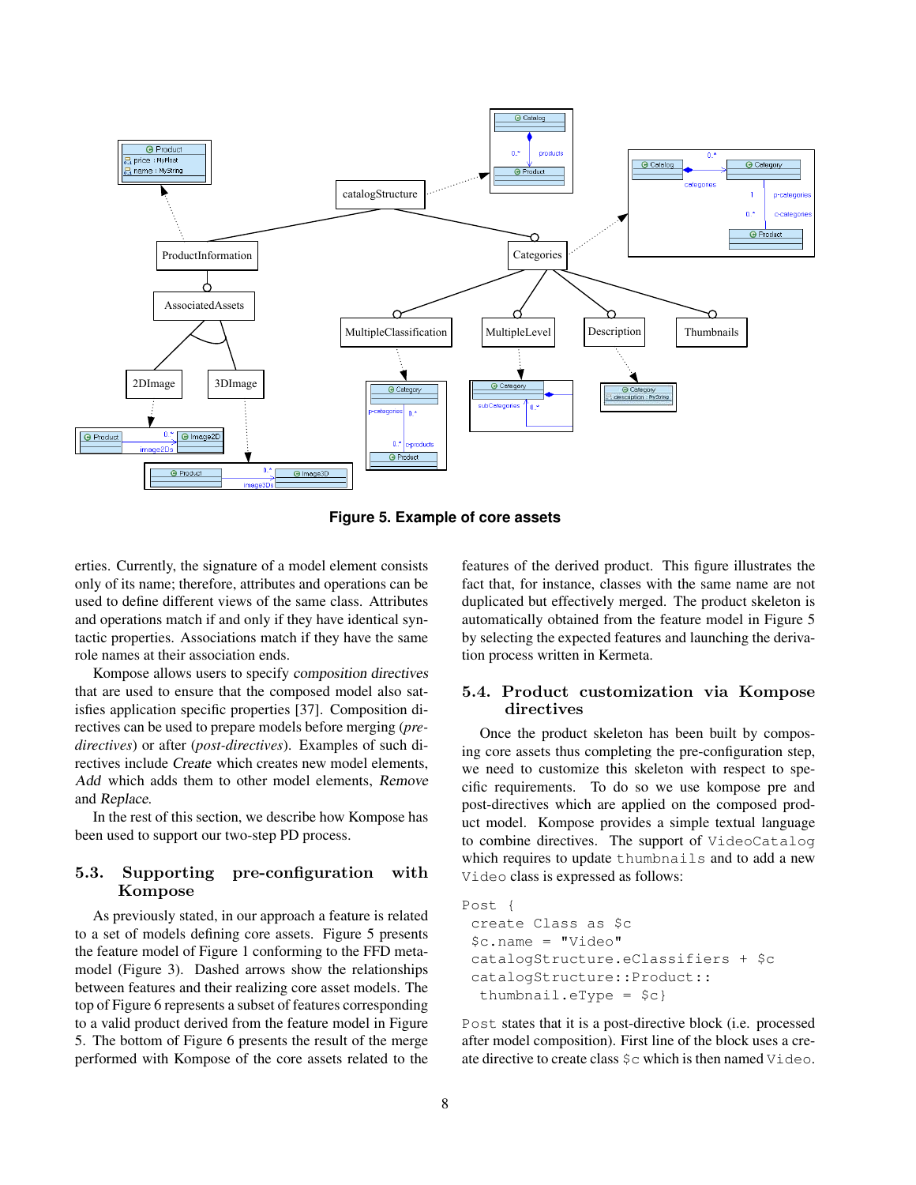**Figure 5. Example of core assets**

erties. Currently, the signature of a model element consists only of its name; therefore, attributes and operations can be used to define different views of the same class. Attributes and operations match if and only if they have identical syntactic properties. Associations match if they have the same role names at their association ends.

Kompose allows users to specify *composition directives* that are used to ensure that the composed model also satisfies application specific properties [37]. Composition directives can be used to prepare models before merging (*pre-directives*) or after (*post-directives*). Examples of such directives include *Create* which creates new model elements, *Add* which adds them to other model elements, *Remove* and *Replace*.

In the rest of this section, we describe how Kompose has been used to support our two-step PD process.

### 5.3. Supporting pre-configuration with Kompose

As previously stated, in our approach a feature is related to a set of models defining core assets. Figure 5 presents the feature model of Figure 1 conforming to the FFD metamodel (Figure 3). Dashed arrows show the relationships between features and their realizing core asset models. The top of Figure 6 represents a subset of features corresponding to a valid product derived from the feature model in Figure 5. The bottom of Figure 6 presents the result of the merge performed with Kompose of the core assets related to the features of the derived product. This figure illustrates the fact that, for instance, classes with the same name are not duplicated but effectively merged. The product skeleton is automatically obtained from the feature model in Figure 5 by selecting the expected features and launching the derivation process written in Kermeta.

### 5.4. Product customization via Kompose directives

Once the product skeleton has been built by composing core assets thus completing the pre-configuration step, we need to customize this skeleton with respect to specific requirements. To do so we use kompose pre and post-directives which are applied on the composed product model. Kompose provides a simple textual language to combine directives. The support of `VideoCatalog` which requires to update `thumbnails` and to add a new `Video` class is expressed as follows:

```
Post {
 create Class as $c
 $c.name = "Video"
 catalogStructure.eClassifiers + $c
 catalogStructure::Product::
  thumbnail.eType = $c}
```

`Post` states that it is a post-directive block (i.e. processed after model composition). First line of the block uses a create directive to create class `$c` which is then named `Video`.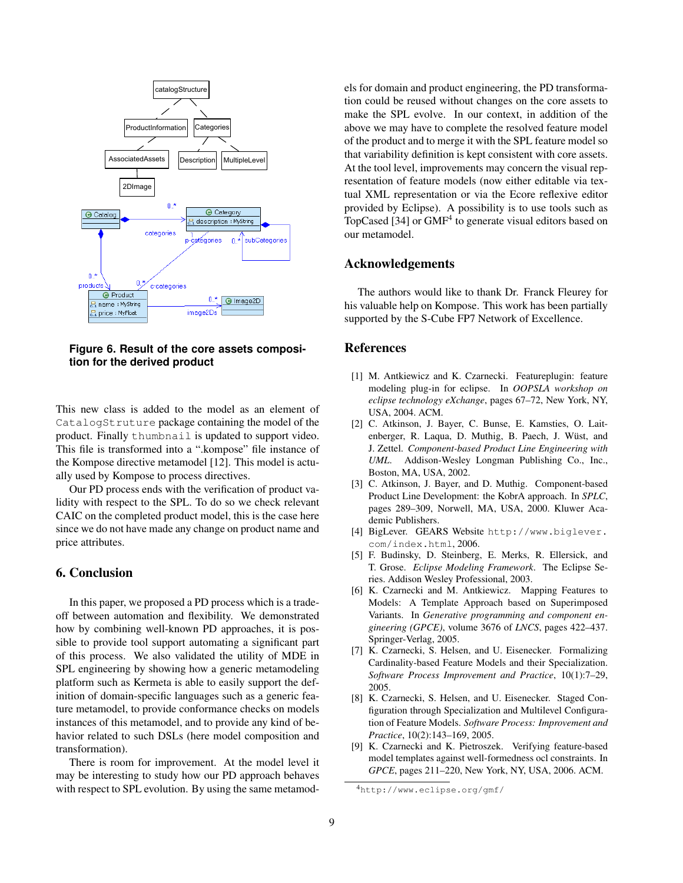**Figure 6. Result of the core assets composition for the derived product**

This new class is added to the model as an element of `CatalogStruture` package containing the model of the product. Finally `thumbnail` is updated to support video. This file is transformed into a ".kompose" file instance of the Kompose directive metamodel [12]. This model is actually used by Kompose to process directives.

Our PD process ends with the verification of product validity with respect to the SPL. To do so we check relevant CAIC on the completed product model, this is the case here since we do not have made any change on product name and price attributes.

## 6. Conclusion

In this paper, we proposed a PD process which is a tradeoff between automation and flexibility. We demonstrated how by combining well-known PD approaches, it is possible to provide tool support automating a significant part of this process. We also validated the utility of MDE in SPL engineering by showing how a generic metamodeling platform such as Kermeta is able to easily support the definition of domain-specific languages such as a generic feature metamodel, to provide conformance checks on models instances of this metamodel, and to provide any kind of behavior related to such DSLs (here model composition and transformation).

There is room for improvement. At the model level it may be interesting to study how our PD approach behaves with respect to SPL evolution. By using the same metamodels for domain and product engineering, the PD transformation could be reused without changes on the core assets to make the SPL evolve. In our context, in addition of the above we may have to complete the resolved feature model of the product and to merge it with the SPL feature model so that variability definition is kept consistent with core assets. At the tool level, improvements may concern the visual representation of feature models (now either editable via textual XML representation or via the Ecore reflexive editor provided by Eclipse). A possibility is to use tools such as TopCased [34] or GMF[4] to generate visual editors based on our metamodel.

## Acknowledgements

The authors would like to thank Dr. Franck Fleurey for his valuable help on Kompose. This work has been partially supported by the S-Cube FP7 Network of Excellence.

## References

[1] M. Antkiewicz and K. Czarnecki. Featureplugin: feature modeling plug-in for eclipse. In *OOPSLA workshop on eclipse technology eXchange*, pages 67–72, New York, NY, USA, 2004. ACM.

[2] C. Atkinson, J. Bayer, C. Bunse, E. Kamsties, O. Laitenberger, R. Laqua, D. Muthig, B. Paech, J. Wüst, and J. Zettel. *Component-based Product Line Engineering with UML*. Addison-Wesley Longman Publishing Co., Inc., Boston, MA, USA, 2002.

[3] C. Atkinson, J. Bayer, and D. Muthig. Component-based Product Line Development: the KobrA approach. In *SPLC*, pages 289–309, Norwell, MA, USA, 2000. Kluwer Academic Publishers.

[4] BigLever. GEARS Website `http://www.biglever.com/index.html`, 2006.

[5] F. Budinsky, D. Steinberg, E. Merks, R. Ellersick, and T. Grose. *Eclipse Modeling Framework*. The Eclipse Series. Addison Wesley Professional, 2003.

[6] K. Czarnecki and M. Antkiewicz. Mapping Features to Models: A Template Approach based on Superimposed Variants. In *Generative programming and component engineering (GPCE)*, volume 3676 of *LNCS*, pages 422–437. Springer-Verlag, 2005.

[7] K. Czarnecki, S. Helsen, and U. Eisenecker. Formalizing Cardinality-based Feature Models and their Specialization. *Software Process Improvement and Practice*, 10(1):7–29, 2005.

[8] K. Czarnecki, S. Helsen, and U. Eisenecker. Staged Configuration through Specialization and Multilevel Configuration of Feature Models. *Software Process: Improvement and Practice*, 10(2):143–169, 2005.

[9] K. Czarnecki and K. Pietroszek. Verifying feature-based model templates against well-formedness ocl constraints. In *GPCE*, pages 211–220, New York, NY, USA, 2006. ACM.

[4] `http://www.eclipse.org/gmf/`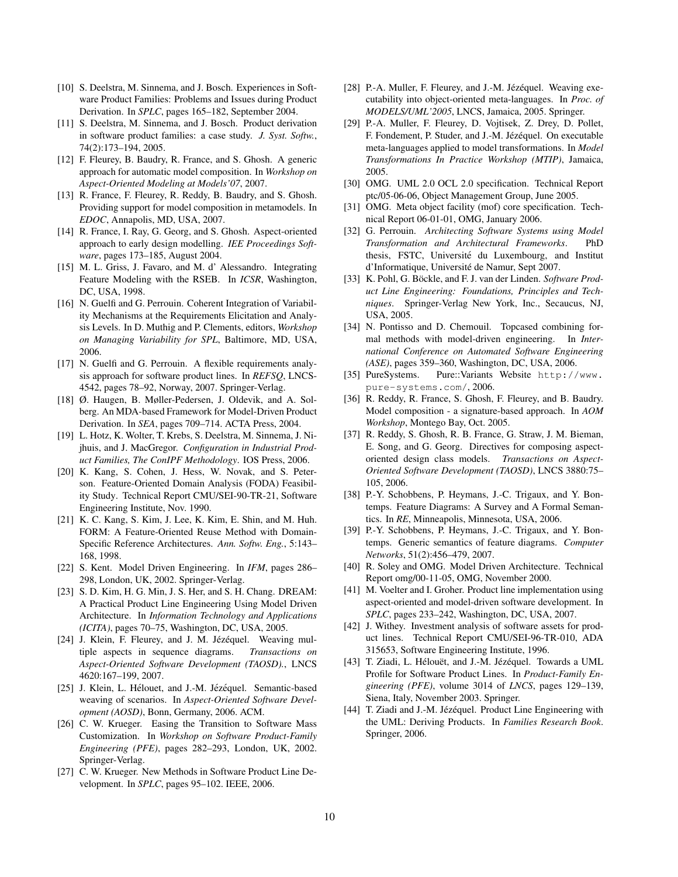[10] S. Deelstra, M. Sinnema, and J. Bosch. Experiences in Software Product Families: Problems and Issues during Product Derivation. In *SPLC*, pages 165–182, September 2004.

[11] S. Deelstra, M. Sinnema, and J. Bosch. Product derivation in software product families: a case study. *J. Syst. Softw.*, 74(2):173–194, 2005.

[12] F. Fleurey, B. Baudry, R. France, and S. Ghosh. A generic approach for automatic model composition. In *Workshop on Aspect-Oriented Modeling at Models'07*, 2007.

[13] R. France, F. Fleurey, R. Reddy, B. Baudry, and S. Ghosh. Providing support for model composition in metamodels. In *EDOC*, Annapolis, MD, USA, 2007.

[14] R. France, I. Ray, G. Georg, and S. Ghosh. Aspect-oriented approach to early design modelling. *IEE Proceedings Software*, pages 173–185, August 2004.

[15] M. L. Griss, J. Favaro, and M. d' Alessandro. Integrating Feature Modeling with the RSEB. In *ICSR*, Washington, DC, USA, 1998.

[16] N. Guelfi and G. Perrouin. Coherent Integration of Variability Mechanisms at the Requirements Elicitation and Analysis Levels. In D. Muthig and P. Clements, editors, *Workshop on Managing Variability for SPL*, Baltimore, MD, USA, 2006.

[17] N. Guelfi and G. Perrouin. A flexible requirements analysis approach for software product lines. In *REFSQ*, LNCS-4542, pages 78–92, Norway, 2007. Springer-Verlag.

[18] Ø. Haugen, B. Møller-Pedersen, J. Oldevik, and A. Solberg. An MDA-based Framework for Model-Driven Product Derivation. In *SEA*, pages 709–714. ACTA Press, 2004.

[19] L. Hotz, K. Wolter, T. Krebs, S. Deelstra, M. Sinnema, J. Nijhuis, and J. MacGregor. *Configuration in Industrial Product Families, The ConIPF Methodology*. IOS Press, 2006.

[20] K. Kang, S. Cohen, J. Hess, W. Novak, and S. Peterson. Feature-Oriented Domain Analysis (FODA) Feasibility Study. Technical Report CMU/SEI-90-TR-21, Software Engineering Institute, Nov. 1990.

[21] K. C. Kang, S. Kim, J. Lee, K. Kim, E. Shin, and M. Huh. FORM: A Feature-Oriented Reuse Method with Domain-Specific Reference Architectures. *Ann. Softw. Eng.*, 5:143–168, 1998.

[22] S. Kent. Model Driven Engineering. In *IFM*, pages 286–298, London, UK, 2002. Springer-Verlag.

[23] S. D. Kim, H. G. Min, J. S. Her, and S. H. Chang. DREAM: A Practical Product Line Engineering Using Model Driven Architecture. In *Information Technology and Applications (ICITA)*, pages 70–75, Washington, DC, USA, 2005.

[24] J. Klein, F. Fleurey, and J. M. Jézéquel. Weaving multiple aspects in sequence diagrams. *Transactions on Aspect-Oriented Software Development (TAOSD).*, LNCS 4620:167–199, 2007.

[25] J. Klein, L. Hélouet, and J.-M. Jézéquel. Semantic-based weaving of scenarios. In *Aspect-Oriented Software Development (AOSD)*, Bonn, Germany, 2006. ACM.

[26] C. W. Krueger. Easing the Transition to Software Mass Customization. In *Workshop on Software Product-Family Engineering (PFE)*, pages 282–293, London, UK, 2002. Springer-Verlag.

[27] C. W. Krueger. New Methods in Software Product Line Development. In *SPLC*, pages 95–102. IEEE, 2006.

[28] P.-A. Muller, F. Fleurey, and J.-M. Jézéquel. Weaving executability into object-oriented meta-languages. In *Proc. of MODELS/UML'2005*, LNCS, Jamaica, 2005. Springer.

[29] P.-A. Muller, F. Fleurey, D. Vojtisek, Z. Drey, D. Pollet, F. Fondement, P. Studer, and J.-M. Jézéquel. On executable meta-languages applied to model transformations. In *Model Transformations In Practice Workshop (MTIP)*, Jamaica, 2005.

[30] OMG. UML 2.0 OCL 2.0 specification. Technical Report ptc/05-06-06, Object Management Group, June 2005.

[31] OMG. Meta object facility (mof) core specification. Technical Report 06-01-01, OMG, January 2006.

[32] G. Perrouin. *Architecting Software Systems using Model Transformation and Architectural Frameworks*. PhD thesis, FSTC, Université du Luxembourg, and Institut d'Informatique, Université de Namur, Sept 2007.

[33] K. Pohl, G. Böckle, and F. J. van der Linden. *Software Product Line Engineering: Foundations, Principles and Techniques*. Springer-Verlag New York, Inc., Secaucus, NJ, USA, 2005.

[34] N. Pontisso and D. Chemouil. Topcased combining formal methods with model-driven engineering. In *International Conference on Automated Software Engineering (ASE)*, pages 359–360, Washington, DC, USA, 2006.

[35] PureSystems. Pure::Variants Website `http://www.pure-systems.com/`, 2006.

[36] R. Reddy, R. France, S. Ghosh, F. Fleurey, and B. Baudry. Model composition - a signature-based approach. In *AOM Workshop*, Montego Bay, Oct. 2005.

[37] R. Reddy, S. Ghosh, R. B. France, G. Straw, J. M. Bieman, E. Song, and G. Georg. Directives for composing aspect-oriented design class models. *Transactions on Aspect-Oriented Software Development (TAOSD)*, LNCS 3880:75–105, 2006.

[38] P.-Y. Schobbens, P. Heymans, J.-C. Trigaux, and Y. Bontemps. Feature Diagrams: A Survey and A Formal Semantics. In *RE*, Minneapolis, Minnesota, USA, 2006.

[39] P.-Y. Schobbens, P. Heymans, J.-C. Trigaux, and Y. Bontemps. Generic semantics of feature diagrams. *Computer Networks*, 51(2):456–479, 2007.

[40] R. Soley and OMG. Model Driven Architecture. Technical Report omg/00-11-05, OMG, November 2000.

[41] M. Voelter and I. Groher. Product line implementation using aspect-oriented and model-driven software development. In *SPLC*, pages 233–242, Washington, DC, USA, 2007.

[42] J. Withey. Investment analysis of software assets for product lines. Technical Report CMU/SEI-96-TR-010, ADA 315653, Software Engineering Institute, 1996.

[43] T. Ziadi, L. Hélouët, and J.-M. Jézéquel. Towards a UML Profile for Software Product Lines. In *Product-Family Engineering (PFE)*, volume 3014 of *LNCS*, pages 129–139, Siena, Italy, November 2003. Springer.

[44] T. Ziadi and J.-M. Jézéquel. Product Line Engineering with the UML: Deriving Products. In *Families Research Book*. Springer, 2006.